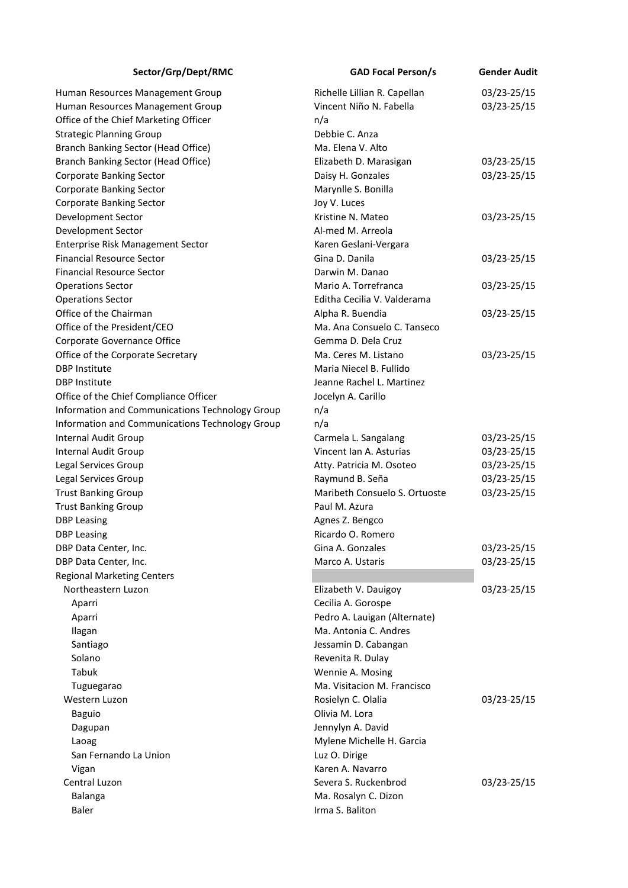| Sector/Grp/Dept/RMC | GAD Focal Person/s | Gender Audit |
|---|---|---|
| Human Resources Management Group | Richelle Lillian R. Capellan | 03/23-25/15 |
| Human Resources Management Group | Vincent Niño N. Fabella | 03/23-25/15 |
| Office of the Chief Marketing Officer | n/a | |
| Strategic Planning Group | Debbie C. Anza | |
| Branch Banking Sector (Head Office) | Ma. Elena V. Alto | |
| Branch Banking Sector (Head Office) | Elizabeth D. Marasigan | 03/23-25/15 |
| Corporate Banking Sector | Daisy H. Gonzales | 03/23-25/15 |
| Corporate Banking Sector | Marynlle S. Bonilla | |
| Corporate Banking Sector | Joy V. Luces | |
| Development Sector | Kristine N. Mateo | 03/23-25/15 |
| Development Sector | Al-med M. Arreola | |
| Enterprise Risk Management Sector | Karen Geslani-Vergara | |
| Financial Resource Sector | Gina D. Danila | 03/23-25/15 |
| Financial Resource Sector | Darwin M. Danao | |
| Operations Sector | Mario A. Torrefranca | 03/23-25/15 |
| Operations Sector | Editha Cecilia V. Valderama | |
| Office of the Chairman | Alpha R. Buendia | 03/23-25/15 |
| Office of the President/CEO | Ma. Ana Consuelo C. Tanseco | |
| Corporate Governance Office | Gemma D. Dela Cruz | |
| Office of the Corporate Secretary | Ma. Ceres M. Listano | 03/23-25/15 |
| DBP Institute | Maria Niecel B. Fullido | |
| DBP Institute | Jeanne Rachel L. Martinez | |
| Office of the Chief Compliance Officer | Jocelyn A. Carillo | |
| Information and Communications Technology Group | n/a | |
| Information and Communications Technology Group | n/a | |
| Internal Audit Group | Carmela L. Sangalang | 03/23-25/15 |
| Internal Audit Group | Vincent Ian A. Asturias | 03/23-25/15 |
| Legal Services Group | Atty. Patricia M. Osoteo | 03/23-25/15 |
| Legal Services Group | Raymund B. Seña | 03/23-25/15 |
| Trust Banking Group | Maribeth Consuelo S. Ortuoste | 03/23-25/15 |
| Trust Banking Group | Paul M. Azura | |
| DBP Leasing | Agnes Z. Bengco | |
| DBP Leasing | Ricardo O. Romero | |
| DBP Data Center, Inc. | Gina A. Gonzales | 03/23-25/15 |
| DBP Data Center, Inc. | Marco A. Ustaris | 03/23-25/15 |
| Regional Marketing Centers | | |
| Northeastern Luzon | Elizabeth V. Dauigoy | 03/23-25/15 |
| Aparri | Cecilia A. Gorospe | |
| Aparri | Pedro A. Lauigan (Alternate) | |
| Ilagan | Ma. Antonia C. Andres | |
| Santiago | Jessamin D. Cabangan | |
| Solano | Revenita R. Dulay | |
| Tabuk | Wennie A. Mosing | |
| Tuguegarao | Ma. Visitacion M. Francisco | |
| Western Luzon | Rosielyn C. Olalia | 03/23-25/15 |
| Baguio | Olivia M. Lora | |
| Dagupan | Jennylyn A. David | |
| Laoag | Mylene Michelle H. Garcia | |
| San Fernando La Union | Luz O. Dirige | |
| Vigan | Karen A. Navarro | |
| Central Luzon | Severa S. Ruckenbrod | 03/23-25/15 |
| Balanga | Ma. Rosalyn C. Dizon | |
| Baler | Irma S. Baliton | |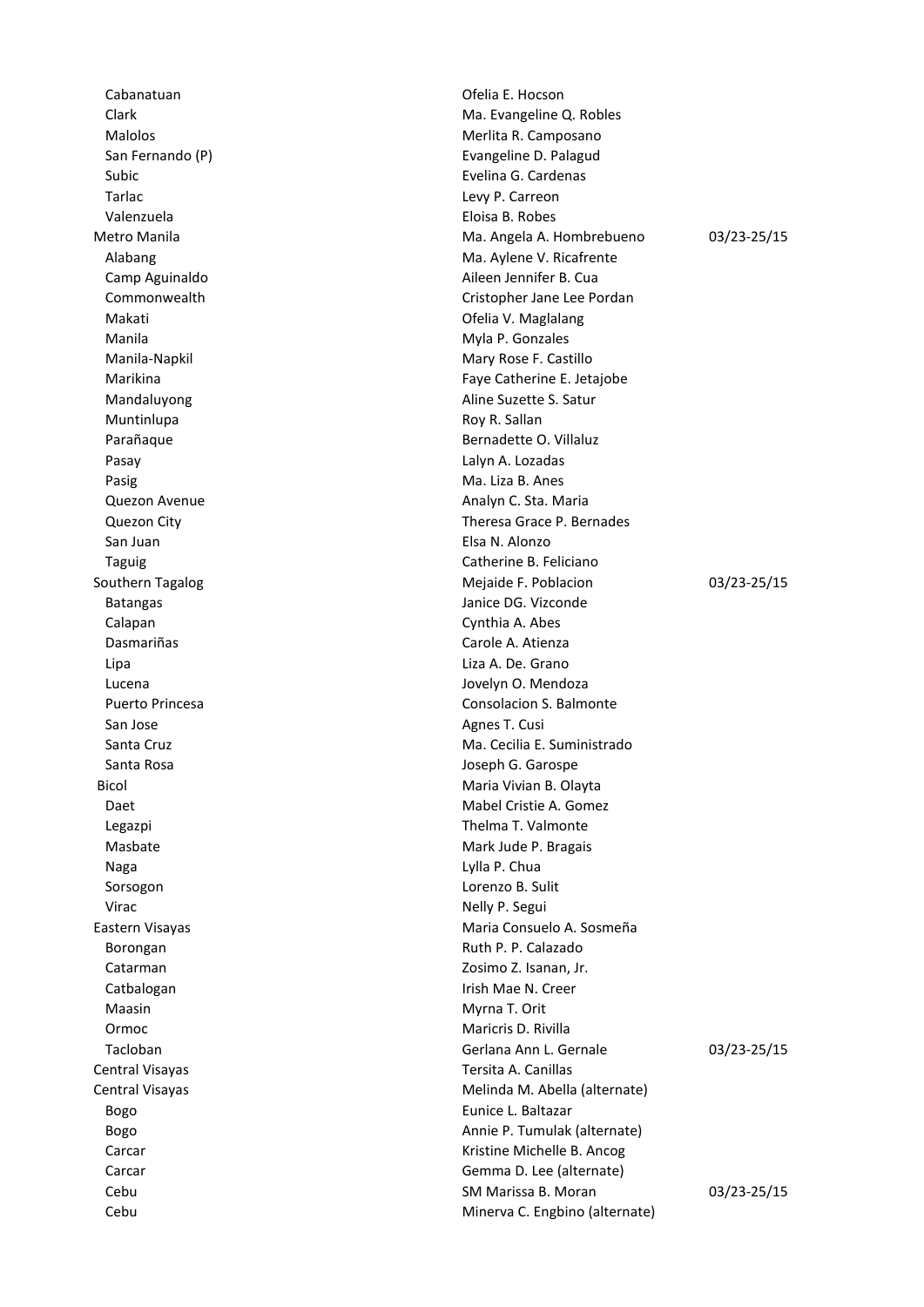| | | |
|---|---|---|
| Cabanatuan | Ofelia E. Hocson | |
| Clark | Ma. Evangeline Q. Robles | |
| Malolos | Merlita R. Camposano | |
| San Fernando (P) | Evangeline D. Palagud | |
| Subic | Evelina G. Cardenas | |
| Tarlac | Levy P. Carreon | |
| Valenzuela | Eloisa B. Robes | |
| Metro Manila | Ma. Angela A. Hombrebueno | 03/23-25/15 |
| Alabang | Ma. Aylene V. Ricafrente | |
| Camp Aguinaldo | Aileen Jennifer B. Cua | |
| Commonwealth | Cristopher Jane Lee Pordan | |
| Makati | Ofelia V. Maglalang | |
| Manila | Myla P. Gonzales | |
| Manila-Napkil | Mary Rose F. Castillo | |
| Marikina | Faye Catherine E. Jetajobe | |
| Mandaluyong | Aline Suzette S. Satur | |
| Muntinlupa | Roy R. Sallan | |
| Parañaque | Bernadette O. Villaluz | |
| Pasay | Lalyn A. Lozadas | |
| Pasig | Ma. Liza B. Anes | |
| Quezon Avenue | Analyn C. Sta. Maria | |
| Quezon City | Theresa Grace P. Bernades | |
| San Juan | Elsa N. Alonzo | |
| Taguig | Catherine B. Feliciano | |
| Southern Tagalog | Mejaide F. Poblacion | 03/23-25/15 |
| Batangas | Janice DG. Vizconde | |
| Calapan | Cynthia A. Abes | |
| Dasmariñas | Carole A. Atienza | |
| Lipa | Liza A. De. Grano | |
| Lucena | Jovelyn O. Mendoza | |
| Puerto Princesa | Consolacion S. Balmonte | |
| San Jose | Agnes T. Cusi | |
| Santa Cruz | Ma. Cecilia E. Suministrado | |
| Santa Rosa | Joseph G. Garospe | |
| Bicol | Maria Vivian B. Olayta | |
| Daet | Mabel Cristie A. Gomez | |
| Legazpi | Thelma T. Valmonte | |
| Masbate | Mark Jude P. Bragais | |
| Naga | Lylla P. Chua | |
| Sorsogon | Lorenzo B. Sulit | |
| Virac | Nelly P. Segui | |
| Eastern Visayas | Maria Consuelo A. Sosmeña | |
| Borongan | Ruth P. P. Calazado | |
| Catarman | Zosimo Z. Isanan, Jr. | |
| Catbalogan | Irish Mae N. Creer | |
| Maasin | Myrna T. Orit | |
| Ormoc | Maricris D. Rivilla | |
| Tacloban | Gerlana Ann L. Gernale | 03/23-25/15 |
| Central Visayas | Tersita A. Canillas | |
| Central Visayas | Melinda M. Abella (alternate) | |
| Bogo | Eunice L. Baltazar | |
| Bogo | Annie P. Tumulak (alternate) | |
| Carcar | Kristine Michelle B. Ancog | |
| Carcar | Gemma D. Lee (alternate) | |
| Cebu | SM Marissa B. Moran | 03/23-25/15 |
| Cebu | Minerva C. Engbino (alternate) | |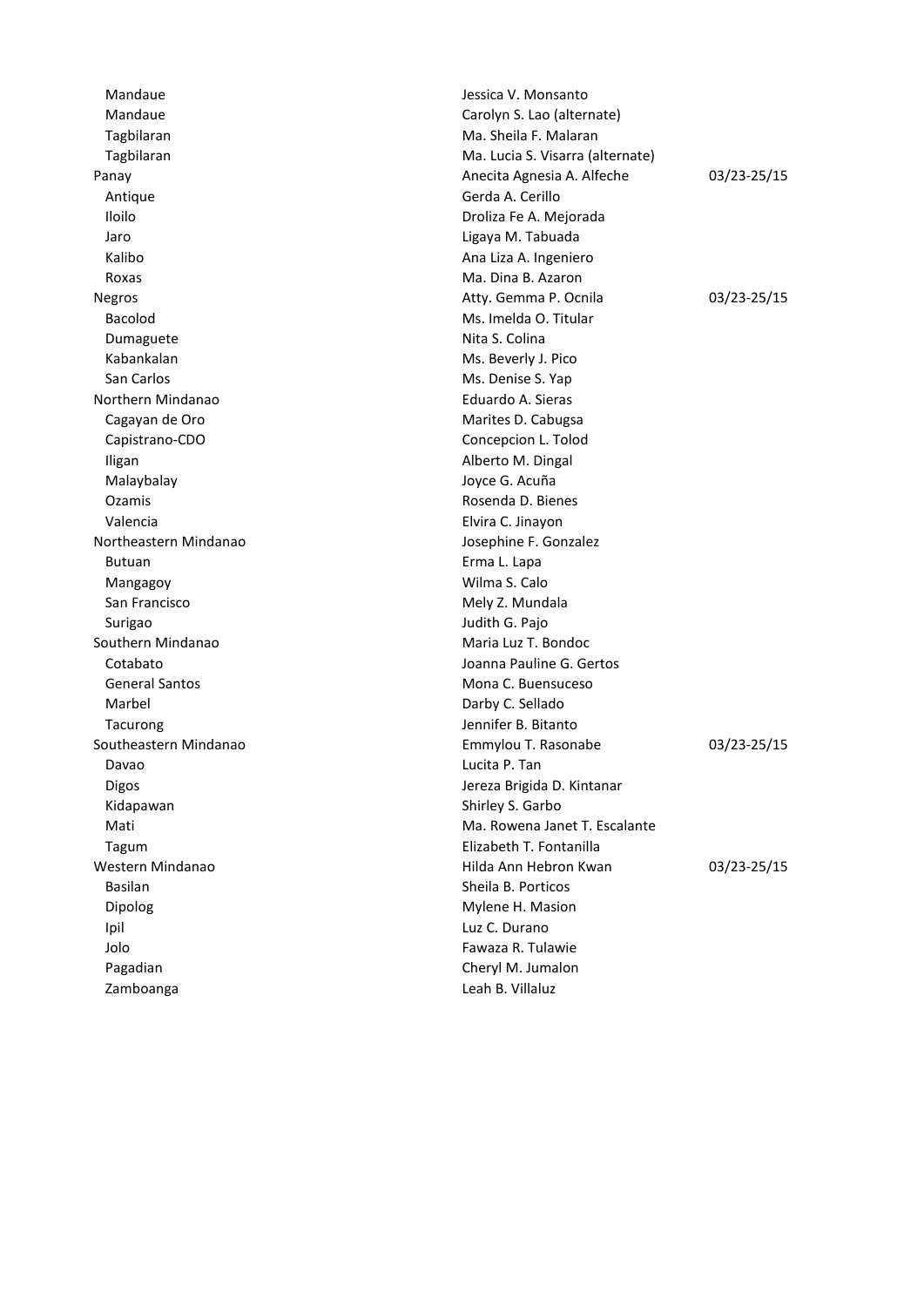| | | |
|---|---|---|
| Mandaue | Jessica V. Monsanto | |
| Mandaue | Carolyn S. Lao (alternate) | |
| Tagbilaran | Ma. Sheila F. Malaran | |
| Tagbilaran | Ma. Lucia S. Visarra (alternate) | |
| Panay | Anecita Agnesia A. Alfeche | 03/23-25/15 |
| Antique | Gerda A. Cerillo | |
| Iloilo | Droliza Fe A. Mejorada | |
| Jaro | Ligaya M. Tabuada | |
| Kalibo | Ana Liza A. Ingeniero | |
| Roxas | Ma. Dina B. Azaron | |
| Negros | Atty. Gemma P. Ocnila | 03/23-25/15 |
| Bacolod | Ms. Imelda O. Titular | |
| Dumaguete | Nita S. Colina | |
| Kabankalan | Ms. Beverly J. Pico | |
| San Carlos | Ms. Denise S. Yap | |
| Northern Mindanao | Eduardo A. Sieras | |
| Cagayan de Oro | Marites D. Cabugsa | |
| Capistrano-CDO | Concepcion L. Tolod | |
| Iligan | Alberto M. Dingal | |
| Malaybalay | Joyce G. Acuña | |
| Ozamis | Rosenda D. Bienes | |
| Valencia | Elvira C. Jinayon | |
| Northeastern Mindanao | Josephine F. Gonzalez | |
| Butuan | Erma L. Lapa | |
| Mangagoy | Wilma S. Calo | |
| San Francisco | Mely Z. Mundala | |
| Surigao | Judith G. Pajo | |
| Southern Mindanao | Maria Luz T. Bondoc | |
| Cotabato | Joanna Pauline G. Gertos | |
| General Santos | Mona C. Buensuceso | |
| Marbel | Darby C. Sellado | |
| Tacurong | Jennifer B. Bitanto | |
| Southeastern Mindanao | Emmylou T. Rasonabe | 03/23-25/15 |
| Davao | Lucita P. Tan | |
| Digos | Jereza Brigida D. Kintanar | |
| Kidapawan | Shirley S. Garbo | |
| Mati | Ma. Rowena Janet T. Escalante | |
| Tagum | Elizabeth T. Fontanilla | |
| Western Mindanao | Hilda Ann Hebron Kwan | 03/23-25/15 |
| Basilan | Sheila B. Porticos | |
| Dipolog | Mylene H. Masion | |
| Ipil | Luz C. Durano | |
| Jolo | Fawaza R. Tulawie | |
| Pagadian | Cheryl M. Jumalon | |
| Zamboanga | Leah B. Villaluz | |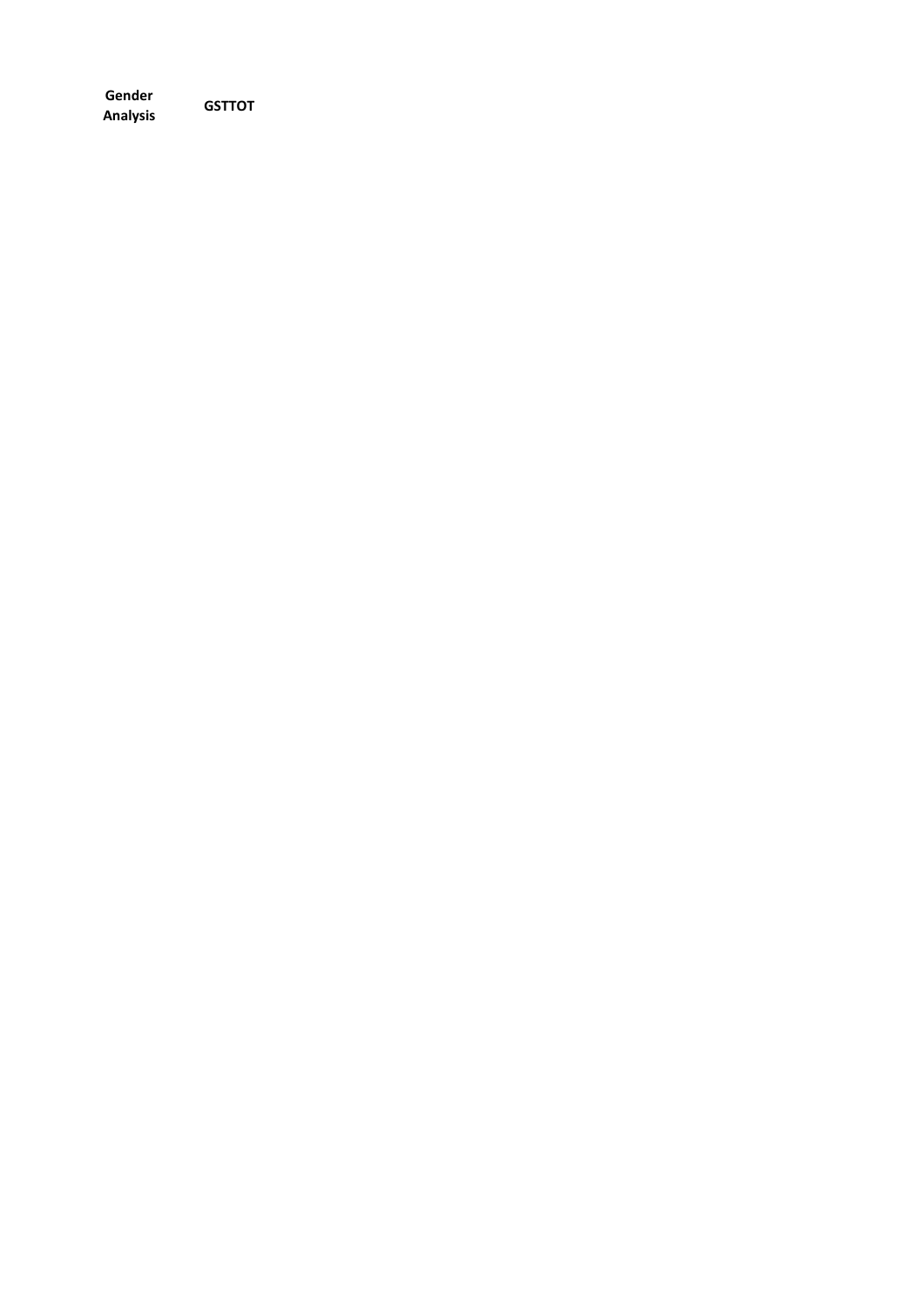| | |
|---|---|
| **Gender Analysis** | **GSTTOT** |